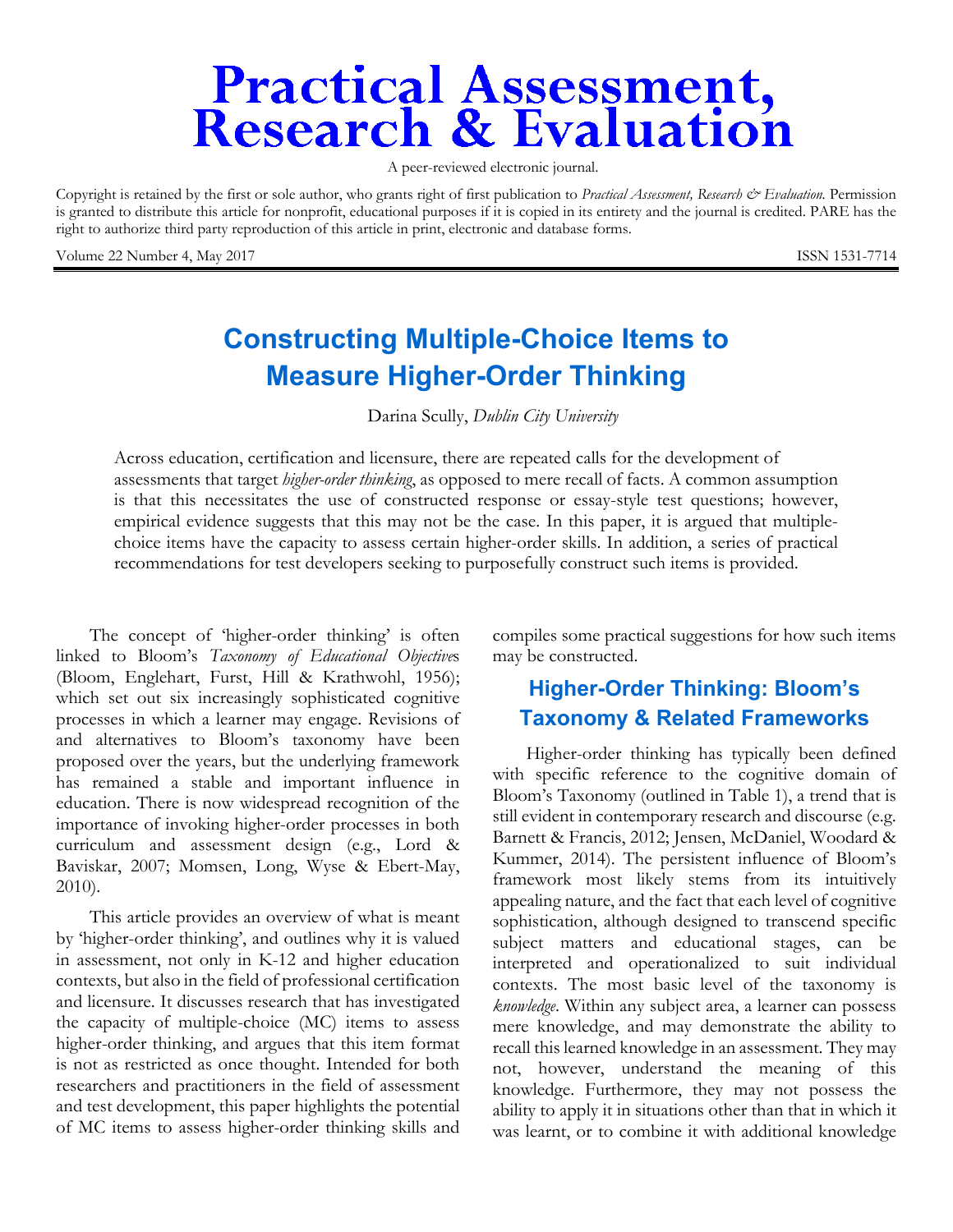# Practical Assessment, Research & Evaluation

A peer-reviewed electronic journal.

Copyright is retained by the first or sole author, who grants right of first publication to *Practical Assessment, Research & Evaluation.* Permission is granted to distribute this article for nonprofit, educational purposes if it is copied in its entirety and the journal is credited. PARE has the right to authorize third party reproduction of this article in print, electronic and database forms.

Volume 22 Number 4, May 2017 ISSN 1531-7714

# Constructing Multiple-Choice Items to Measure Higher-Order Thinking

Darina Scully, *Dublin City University*

Across education, certification and licensure, there are repeated calls for the development of assessments that target *higher-order thinking*, as opposed to mere recall of facts. A common assumption is that this necessitates the use of constructed response or essay-style test questions; however, empirical evidence suggests that this may not be the case. In this paper, it is argued that multiple-choice items have the capacity to assess certain higher-order skills. In addition, a series of practical recommendations for test developers seeking to purposefully construct such items is provided.

The concept of 'higher-order thinking' is often linked to Bloom's *Taxonomy of Educational Objectives* (Bloom, Englehart, Furst, Hill & Krathwohl, 1956); which set out six increasingly sophisticated cognitive processes in which a learner may engage. Revisions of and alternatives to Bloom's taxonomy have been proposed over the years, but the underlying framework has remained a stable and important influence in education. There is now widespread recognition of the importance of invoking higher-order processes in both curriculum and assessment design (e.g., Lord & Baviskar, 2007; Momsen, Long, Wyse & Ebert-May, 2010).

This article provides an overview of what is meant by 'higher-order thinking', and outlines why it is valued in assessment, not only in K-12 and higher education contexts, but also in the field of professional certification and licensure. It discusses research that has investigated the capacity of multiple-choice (MC) items to assess higher-order thinking, and argues that this item format is not as restricted as once thought. Intended for both researchers and practitioners in the field of assessment and test development, this paper highlights the potential of MC items to assess higher-order thinking skills and compiles some practical suggestions for how such items may be constructed.

## Higher-Order Thinking: Bloom's Taxonomy & Related Frameworks

Higher-order thinking has typically been defined with specific reference to the cognitive domain of Bloom's Taxonomy (outlined in Table 1), a trend that is still evident in contemporary research and discourse (e.g. Barnett & Francis, 2012; Jensen, McDaniel, Woodard & Kummer, 2014). The persistent influence of Bloom's framework most likely stems from its intuitively appealing nature, and the fact that each level of cognitive sophistication, although designed to transcend specific subject matters and educational stages, can be interpreted and operationalized to suit individual contexts. The most basic level of the taxonomy is *knowledge*. Within any subject area, a learner can possess mere knowledge, and may demonstrate the ability to recall this learned knowledge in an assessment. They may not, however, understand the meaning of this knowledge. Furthermore, they may not possess the ability to apply it in situations other than that in which it was learnt, or to combine it with additional knowledge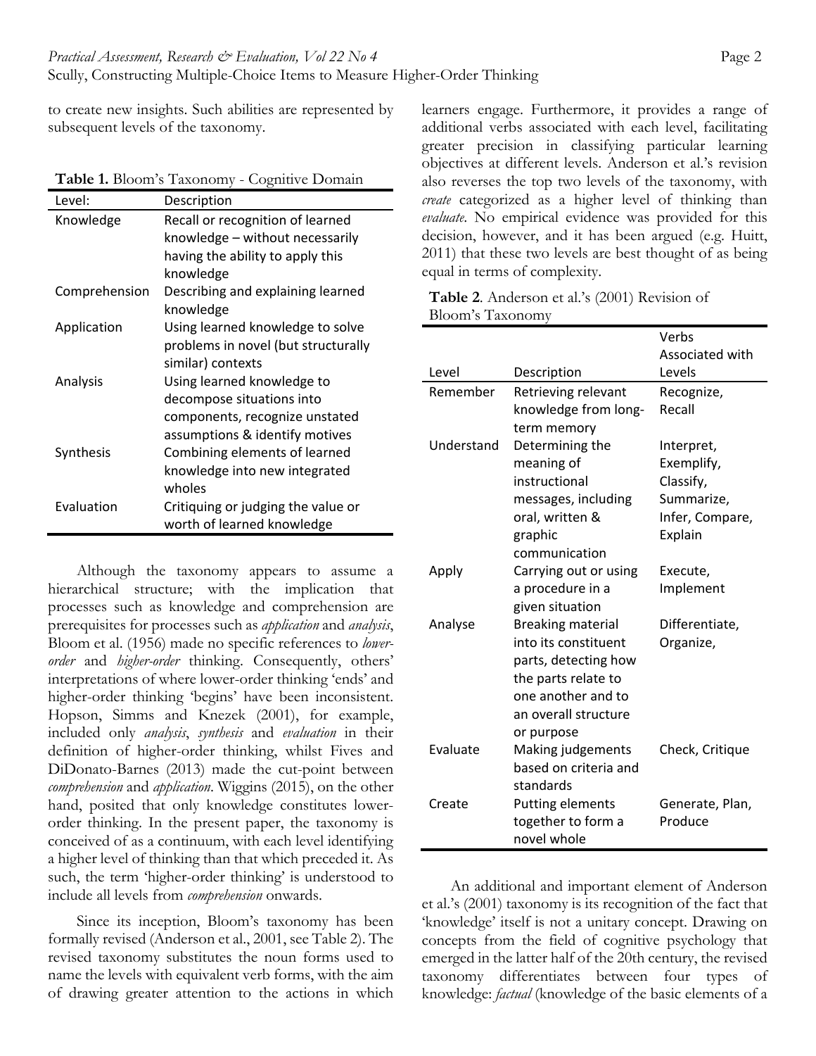to create new insights. Such abilities are represented by subsequent levels of the taxonomy.

**Table 1.** Bloom's Taxonomy - Cognitive Domain

| Level: | Description |
|---|---|
| Knowledge | Recall or recognition of learned knowledge – without necessarily having the ability to apply this knowledge |
| Comprehension | Describing and explaining learned knowledge |
| Application | Using learned knowledge to solve problems in novel (but structurally similar) contexts |
| Analysis | Using learned knowledge to decompose situations into components, recognize unstated assumptions & identify motives |
| Synthesis | Combining elements of learned knowledge into new integrated wholes |
| Evaluation | Critiquing or judging the value or worth of learned knowledge |

Although the taxonomy appears to assume a hierarchical structure; with the implication that processes such as knowledge and comprehension are prerequisites for processes such as *application* and *analysis*, Bloom et al. (1956) made no specific references to *lower-order* and *higher-order* thinking. Consequently, others' interpretations of where lower-order thinking 'ends' and higher-order thinking 'begins' have been inconsistent. Hopson, Simms and Knezek (2001), for example, included only *analysis*, *synthesis* and *evaluation* in their definition of higher-order thinking, whilst Fives and DiDonato-Barnes (2013) made the cut-point between *comprehension* and *application*. Wiggins (2015), on the other hand, posited that only knowledge constitutes lower-order thinking. In the present paper, the taxonomy is conceived of as a continuum, with each level identifying a higher level of thinking than that which preceded it. As such, the term 'higher-order thinking' is understood to include all levels from *comprehension* onwards.

Since its inception, Bloom's taxonomy has been formally revised (Anderson et al., 2001, see Table 2). The revised taxonomy substitutes the noun forms used to name the levels with equivalent verb forms, with the aim of drawing greater attention to the actions in which learners engage. Furthermore, it provides a range of additional verbs associated with each level, facilitating greater precision in classifying particular learning objectives at different levels. Anderson et al.'s revision also reverses the top two levels of the taxonomy, with *create* categorized as a higher level of thinking than *evaluate*. No empirical evidence was provided for this decision, however, and it has been argued (e.g. Huitt, 2011) that these two levels are best thought of as being equal in terms of complexity.

**Table 2***.* Anderson et al.'s (2001) Revision of Bloom's Taxonomy

| Level | Description | Verbs Associated with Levels |
|---|---|---|
| Remember | Retrieving relevant knowledge from long-term memory | Recognize, Recall |
| Understand | Determining the meaning of instructional messages, including oral, written & graphic communication | Interpret, Exemplify, Classify, Summarize, Infer, Compare, Explain |
| Apply | Carrying out or using a procedure in a given situation | Execute, Implement |
| Analyse | Breaking material into its constituent parts, detecting how the parts relate to one another and to an overall structure or purpose | Differentiate, Organize, |
| Evaluate | Making judgements based on criteria and standards | Check, Critique |
| Create | Putting elements together to form a novel whole | Generate, Plan, Produce |

An additional and important element of Anderson et al.'s (2001) taxonomy is its recognition of the fact that 'knowledge' itself is not a unitary concept. Drawing on concepts from the field of cognitive psychology that emerged in the latter half of the 20th century, the revised taxonomy differentiates between four types of knowledge: *factual* (knowledge of the basic elements of a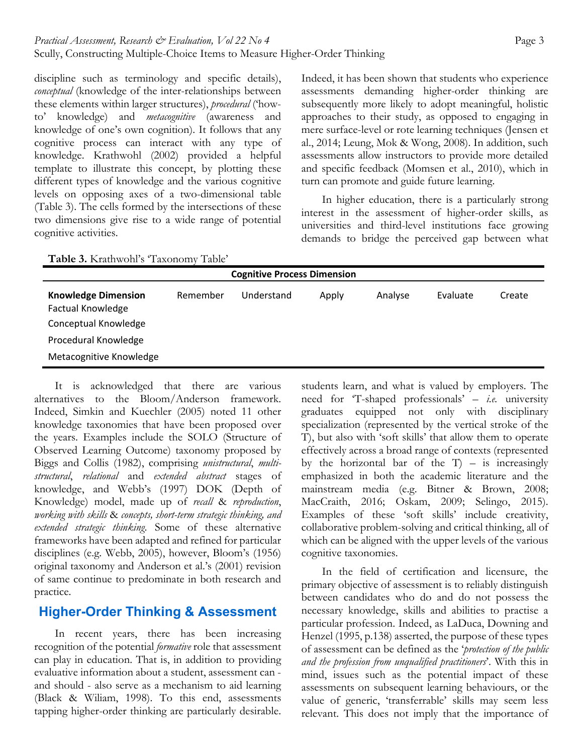discipline such as terminology and specific details), *conceptual* (knowledge of the inter-relationships between these elements within larger structures), *procedural* ('how-to' knowledge) and *metacognitive* (awareness and knowledge of one's own cognition). It follows that any cognitive process can interact with any type of knowledge. Krathwohl (2002) provided a helpful template to illustrate this concept, by plotting these different types of knowledge and the various cognitive levels on opposing axes of a two-dimensional table (Table 3). The cells formed by the intersections of these two dimensions give rise to a wide range of potential cognitive activities.

**Table 3.** Krathwohl's 'Taxonomy Table'

| | Cognitive Process Dimension | | | | | |
|---|---|---|---|---|---|---|
| **Knowledge Dimension** | Remember | Understand | Apply | Analyse | Evaluate | Create |
| Factual Knowledge | | | | | | |
| Conceptual Knowledge | | | | | | |
| Procedural Knowledge | | | | | | |
| Metacognitive Knowledge | | | | | | |

It is acknowledged that there are various alternatives to the Bloom/Anderson framework. Indeed, Simkin and Kuechler (2005) noted 11 other knowledge taxonomies that have been proposed over the years. Examples include the SOLO (Structure of Observed Learning Outcome) taxonomy proposed by Biggs and Collis (1982), comprising *unistructural*, *multi-structural*, *relational* and *extended abstract* stages of knowledge, and Webb's (1997) DOK (Depth of Knowledge) model, made up of *recall* & *reproduction*, *working with skills* & *concepts, short-term strategic thinking, and extended strategic thinking.* Some of these alternative frameworks have been adapted and refined for particular disciplines (e.g. Webb, 2005), however, Bloom's (1956) original taxonomy and Anderson et al.'s (2001) revision of same continue to predominate in both research and practice.

## Higher-Order Thinking & Assessment

In recent years, there has been increasing recognition of the potential *formative* role that assessment can play in education. That is, in addition to providing evaluative information about a student, assessment can - and should - also serve as a mechanism to aid learning (Black & Wiliam, 1998). To this end, assessments tapping higher-order thinking are particularly desirable. Indeed, it has been shown that students who experience assessments demanding higher-order thinking are subsequently more likely to adopt meaningful, holistic approaches to their study, as opposed to engaging in mere surface-level or rote learning techniques (Jensen et al., 2014; Leung, Mok & Wong, 2008). In addition, such assessments allow instructors to provide more detailed and specific feedback (Momsen et al., 2010), which in turn can promote and guide future learning.

In higher education, there is a particularly strong interest in the assessment of higher-order skills, as universities and third-level institutions face growing demands to bridge the perceived gap between what students learn, and what is valued by employers. The need for 'T-shaped professionals' – *i.e.* university graduates equipped not only with disciplinary specialization (represented by the vertical stroke of the T), but also with 'soft skills' that allow them to operate effectively across a broad range of contexts (represented by the horizontal bar of the T) – is increasingly emphasized in both the academic literature and the mainstream media (e.g. Bitner & Brown, 2008; MacCraith, 2016; Oskam, 2009; Selingo, 2015). Examples of these 'soft skills' include creativity, collaborative problem-solving and critical thinking, all of which can be aligned with the upper levels of the various cognitive taxonomies.

In the field of certification and licensure, the primary objective of assessment is to reliably distinguish between candidates who do and do not possess the necessary knowledge, skills and abilities to practise a particular profession. Indeed, as LaDuca, Downing and Henzel (1995, p.138) asserted, the purpose of these types of assessment can be defined as the '*protection of the public and the profession from unqualified practitioners*'. With this in mind, issues such as the potential impact of these assessments on subsequent learning behaviours, or the value of generic, 'transferrable' skills may seem less relevant. This does not imply that the importance of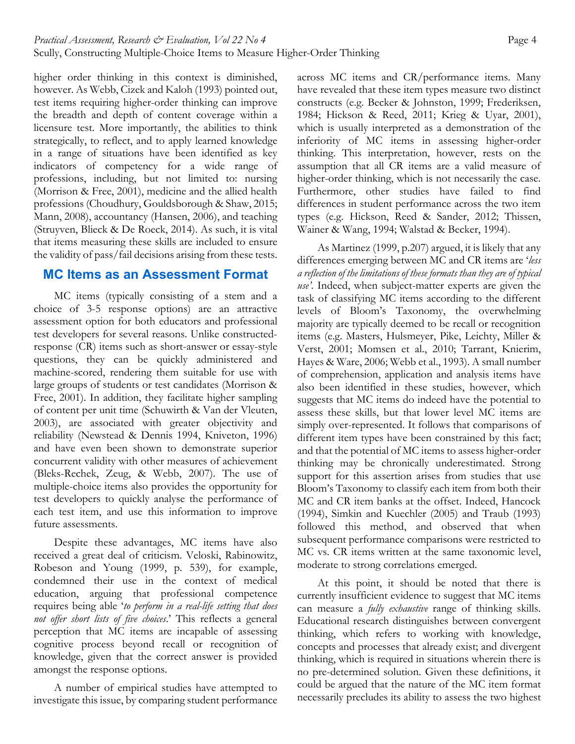higher order thinking in this context is diminished, however. As Webb, Cizek and Kaloh (1993) pointed out, test items requiring higher-order thinking can improve the breadth and depth of content coverage within a licensure test. More importantly, the abilities to think strategically, to reflect, and to apply learned knowledge in a range of situations have been identified as key indicators of competency for a wide range of professions, including, but not limited to: nursing (Morrison & Free, 2001), medicine and the allied health professions (Choudhury, Gouldsborough & Shaw, 2015; Mann, 2008), accountancy (Hansen, 2006), and teaching (Struyven, Blieck & De Roeck, 2014). As such, it is vital that items measuring these skills are included to ensure the validity of pass/fail decisions arising from these tests.

## MC Items as an Assessment Format

MC items (typically consisting of a stem and a choice of 3-5 response options) are an attractive assessment option for both educators and professional test developers for several reasons. Unlike constructed-response (CR) items such as short-answer or essay-style questions, they can be quickly administered and machine-scored, rendering them suitable for use with large groups of students or test candidates (Morrison & Free, 2001). In addition, they facilitate higher sampling of content per unit time (Schuwirth & Van der Vleuten, 2003), are associated with greater objectivity and reliability (Newstead & Dennis 1994, Kniveton, 1996) and have even been shown to demonstrate superior concurrent validity with other measures of achievement (Bleks-Rechek, Zeug, & Webb, 2007). The use of multiple-choice items also provides the opportunity for test developers to quickly analyse the performance of each test item, and use this information to improve future assessments.

Despite these advantages, MC items have also received a great deal of criticism. Veloski, Rabinowitz, Robeson and Young (1999, p. 539), for example, condemned their use in the context of medical education, arguing that professional competence requires being able '*to perform in a real-life setting that does not offer short lists of five choices*.' This reflects a general perception that MC items are incapable of assessing cognitive process beyond recall or recognition of knowledge, given that the correct answer is provided amongst the response options.

A number of empirical studies have attempted to investigate this issue, by comparing student performance across MC items and CR/performance items. Many have revealed that these item types measure two distinct constructs (e.g. Becker & Johnston, 1999; Frederiksen, 1984; Hickson & Reed, 2011; Krieg & Uyar, 2001), which is usually interpreted as a demonstration of the inferiority of MC items in assessing higher-order thinking. This interpretation, however, rests on the assumption that all CR items are a valid measure of higher-order thinking, which is not necessarily the case. Furthermore, other studies have failed to find differences in student performance across the two item types (e.g. Hickson, Reed & Sander, 2012; Thissen, Wainer & Wang, 1994; Walstad & Becker, 1994).

As Martinez (1999, p.207) argued, it is likely that any differences emerging between MC and CR items are '*less a reflection of the limitations of these formats than they are of typical use*'. Indeed, when subject-matter experts are given the task of classifying MC items according to the different levels of Bloom's Taxonomy, the overwhelming majority are typically deemed to be recall or recognition items (e.g. Masters, Hulsmeyer, Pike, Leichty, Miller & Verst, 2001; Momsen et al., 2010; Tarrant, Knierim, Hayes & Ware, 2006; Webb et al., 1993). A small number of comprehension, application and analysis items have also been identified in these studies, however, which suggests that MC items do indeed have the potential to assess these skills, but that lower level MC items are simply over-represented. It follows that comparisons of different item types have been constrained by this fact; and that the potential of MC items to assess higher-order thinking may be chronically underestimated. Strong support for this assertion arises from studies that use Bloom's Taxonomy to classify each item from both their MC and CR item banks at the offset. Indeed, Hancock (1994), Simkin and Kuechler (2005) and Traub (1993) followed this method, and observed that when subsequent performance comparisons were restricted to MC vs. CR items written at the same taxonomic level, moderate to strong correlations emerged.

At this point, it should be noted that there is currently insufficient evidence to suggest that MC items can measure a *fully exhaustive* range of thinking skills. Educational research distinguishes between convergent thinking, which refers to working with knowledge, concepts and processes that already exist; and divergent thinking, which is required in situations wherein there is no pre-determined solution. Given these definitions, it could be argued that the nature of the MC item format necessarily precludes its ability to assess the two highest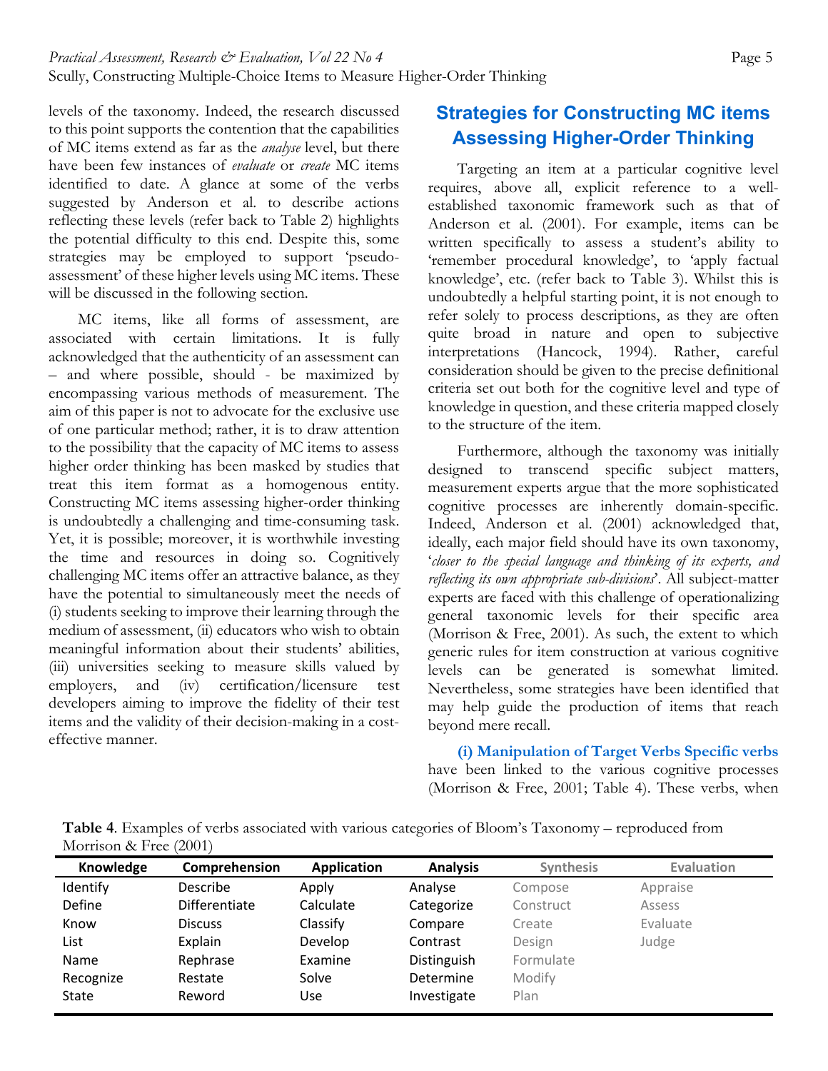levels of the taxonomy. Indeed, the research discussed to this point supports the contention that the capabilities of MC items extend as far as the *analyse* level, but there have been few instances of *evaluate* or *create* MC items identified to date. A glance at some of the verbs suggested by Anderson et al. to describe actions reflecting these levels (refer back to Table 2) highlights the potential difficulty to this end. Despite this, some strategies may be employed to support 'pseudo-assessment' of these higher levels using MC items. These will be discussed in the following section.

MC items, like all forms of assessment, are associated with certain limitations. It is fully acknowledged that the authenticity of an assessment can – and where possible, should - be maximized by encompassing various methods of measurement. The aim of this paper is not to advocate for the exclusive use of one particular method; rather, it is to draw attention to the possibility that the capacity of MC items to assess higher order thinking has been masked by studies that treat this item format as a homogenous entity. Constructing MC items assessing higher-order thinking is undoubtedly a challenging and time-consuming task. Yet, it is possible; moreover, it is worthwhile investing the time and resources in doing so. Cognitively challenging MC items offer an attractive balance, as they have the potential to simultaneously meet the needs of (i) students seeking to improve their learning through the medium of assessment, (ii) educators who wish to obtain meaningful information about their students' abilities, (iii) universities seeking to measure skills valued by employers, and (iv) certification/licensure test developers aiming to improve the fidelity of their test items and the validity of their decision-making in a cost-effective manner.

## Strategies for Constructing MC items Assessing Higher-Order Thinking

Targeting an item at a particular cognitive level requires, above all, explicit reference to a well-established taxonomic framework such as that of Anderson et al. (2001). For example, items can be written specifically to assess a student's ability to 'remember procedural knowledge', to 'apply factual knowledge', etc. (refer back to Table 3). Whilst this is undoubtedly a helpful starting point, it is not enough to refer solely to process descriptions, as they are often quite broad in nature and open to subjective interpretations (Hancock, 1994). Rather, careful consideration should be given to the precise definitional criteria set out both for the cognitive level and type of knowledge in question, and these criteria mapped closely to the structure of the item.

Furthermore, although the taxonomy was initially designed to transcend specific subject matters, measurement experts argue that the more sophisticated cognitive processes are inherently domain-specific. Indeed, Anderson et al. (2001) acknowledged that, ideally, each major field should have its own taxonomy, '*closer to the special language and thinking of its experts, and reflecting its own appropriate sub-divisions*'. All subject-matter experts are faced with this challenge of operationalizing general taxonomic levels for their specific area (Morrison & Free, 2001). As such, the extent to which generic rules for item construction at various cognitive levels can be generated is somewhat limited. Nevertheless, some strategies have been identified that may help guide the production of items that reach beyond mere recall.

**(i) Manipulation of Target Verbs** Specific verbs have been linked to the various cognitive processes (Morrison & Free, 2001; Table 4). These verbs, when

**Table 4**. Examples of verbs associated with various categories of Bloom's Taxonomy – reproduced from Morrison & Free (2001)

| Knowledge | Comprehension | Application | Analysis | Synthesis | Evaluation |
|---|---|---|---|---|---|
| Identify | Describe | Apply | Analyse | Compose | Appraise |
| Define | Differentiate | Calculate | Categorize | Construct | Assess |
| Know | Discuss | Classify | Compare | Create | Evaluate |
| List | Explain | Develop | Contrast | Design | Judge |
| Name | Rephrase | Examine | Distinguish | Formulate | |
| Recognize | Restate | Solve | Determine | Modify | |
| State | Reword | Use | Investigate | Plan | |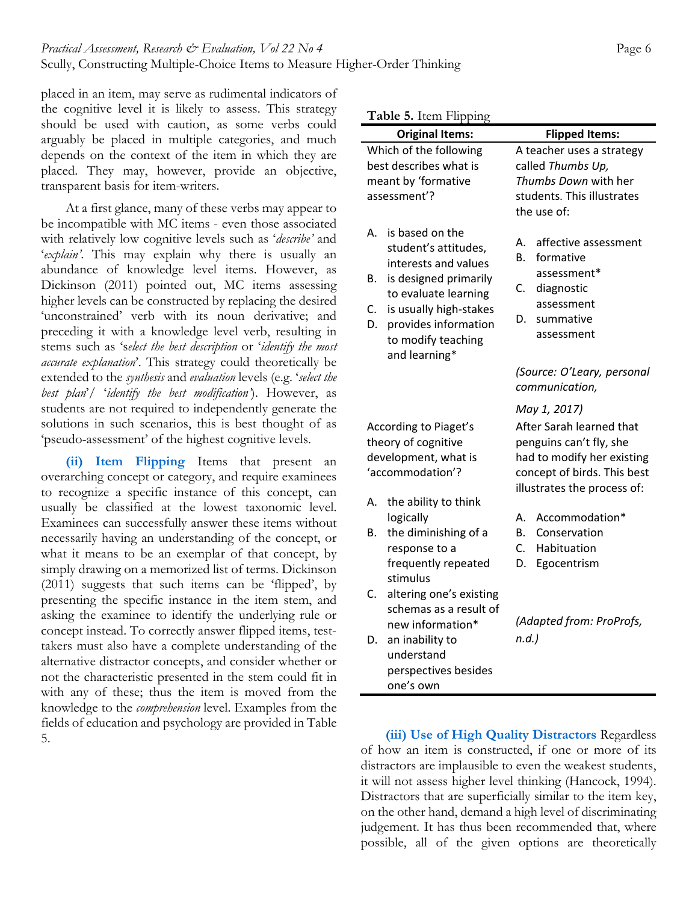placed in an item, may serve as rudimental indicators of the cognitive level it is likely to assess. This strategy should be used with caution, as some verbs could arguably be placed in multiple categories, and much depends on the context of the item in which they are placed. They may, however, provide an objective, transparent basis for item-writers.

At a first glance, many of these verbs may appear to be incompatible with MC items - even those associated with relatively low cognitive levels such as '*describe'* and '*explain'*. This may explain why there is usually an abundance of knowledge level items. However, as Dickinson (2011) pointed out, MC items assessing higher levels can be constructed by replacing the desired 'unconstrained' verb with its noun derivative; and preceding it with a knowledge level verb, resulting in stems such as 's*elect the best description* or '*identify the most accurate explanation*'. This strategy could theoretically be extended to the *synthesis* and *evaluation* levels (e.g. '*select the best plan*'/ '*identify the best modification'*). However, as students are not required to independently generate the solutions in such scenarios, this is best thought of as 'pseudo-assessment' of the highest cognitive levels.

**(ii) Item Flipping** Items that present an overarching concept or category, and require examinees to recognize a specific instance of this concept, can usually be classified at the lowest taxonomic level. Examinees can successfully answer these items without necessarily having an understanding of the concept, or what it means to be an exemplar of that concept, by simply drawing on a memorized list of terms. Dickinson (2011) suggests that such items can be 'flipped', by presenting the specific instance in the item stem, and asking the examinee to identify the underlying rule or concept instead. To correctly answer flipped items, test-takers must also have a complete understanding of the alternative distractor concepts, and consider whether or not the characteristic presented in the stem could fit in with any of these; thus the item is moved from the knowledge to the *comprehension* level. Examples from the fields of education and psychology are provided in Table 5.

**Table 5.** Item Flipping

| Original Items: | Flipped Items: |
|---|---|
| Which of the following best describes what is meant by 'formative assessment'?<br><br>A. is based on the student's attitudes, interests and values<br>B. is designed primarily to evaluate learning<br>C. is usually high-stakes<br>D. provides information to modify teaching and learning* | A teacher uses a strategy called *Thumbs Up, Thumbs Down* with her students. This illustrates the use of:<br><br>A. affective assessment<br>B. formative assessment*<br>C. diagnostic assessment<br>D. summative assessment<br><br>*(Source: O'Leary, personal communication, May 1, 2017)* |
| According to Piaget's theory of cognitive development, what is 'accommodation'?<br><br>A. the ability to think logically<br>B. the diminishing of a response to a frequently repeated stimulus<br>C. altering one's existing schemas as a result of new information*<br>D. an inability to understand perspectives besides one's own | After Sarah learned that penguins can't fly, she had to modify her existing concept of birds. This best illustrates the process of:<br><br>A. Accommodation*<br>B. Conservation<br>C. Habituation<br>D. Egocentrism<br><br>*(Adapted from: ProProfs, n.d.)* |

**(iii) Use of High Quality Distractors** Regardless of how an item is constructed, if one or more of its distractors are implausible to even the weakest students, it will not assess higher level thinking (Hancock, 1994). Distractors that are superficially similar to the item key, on the other hand, demand a high level of discriminating judgement. It has thus been recommended that, where possible, all of the given options are theoretically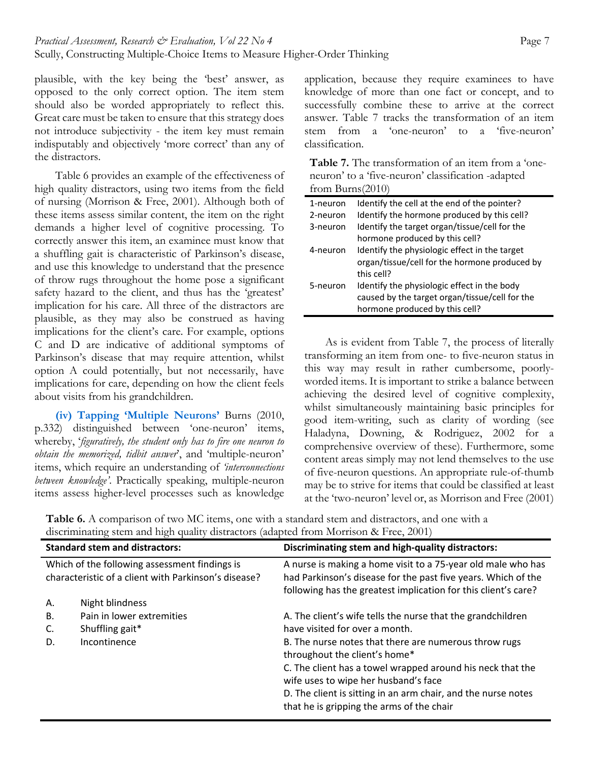plausible, with the key being the 'best' answer, as opposed to the only correct option. The item stem should also be worded appropriately to reflect this. Great care must be taken to ensure that this strategy does not introduce subjectivity - the item key must remain indisputably and objectively 'more correct' than any of the distractors.

Table 6 provides an example of the effectiveness of high quality distractors, using two items from the field of nursing (Morrison & Free, 2001). Although both of these items assess similar content, the item on the right demands a higher level of cognitive processing. To correctly answer this item, an examinee must know that a shuffling gait is characteristic of Parkinson's disease, and use this knowledge to understand that the presence of throw rugs throughout the home pose a significant safety hazard to the client, and thus has the 'greatest' implication for his care. All three of the distractors are plausible, as they may also be construed as having implications for the client's care. For example, options C and D are indicative of additional symptoms of Parkinson's disease that may require attention, whilst option A could potentially, but not necessarily, have implications for care, depending on how the client feels about visits from his grandchildren.

**(iv) Tapping 'Multiple Neurons'** Burns (2010, p.332) distinguished between 'one-neuron' items, whereby, '*figuratively, the student only has to fire one neuron to obtain the memorized, tidbit answer*', and 'multiple-neuron' items, which require an understanding of *'interconnections between knowledge'*. Practically speaking, multiple-neuron items assess higher-level processes such as knowledge application, because they require examinees to have knowledge of more than one fact or concept, and to successfully combine these to arrive at the correct answer. Table 7 tracks the transformation of an item stem from a 'one-neuron' to a 'five-neuron' classification.

**Table 7.** The transformation of an item from a 'one-neuron' to a 'five-neuron' classification -adapted from Burns(2010)

| | |
|---|---|
| 1-neuron | Identify the cell at the end of the pointer? |
| 2-neuron | Identify the hormone produced by this cell? |
| 3-neuron | Identify the target organ/tissue/cell for the hormone produced by this cell? |
| 4-neuron | Identify the physiologic effect in the target organ/tissue/cell for the hormone produced by this cell? |
| 5-neuron | Identify the physiologic effect in the body caused by the target organ/tissue/cell for the hormone produced by this cell? |

As is evident from Table 7, the process of literally transforming an item from one- to five-neuron status in this way may result in rather cumbersome, poorly-worded items. It is important to strike a balance between achieving the desired level of cognitive complexity, whilst simultaneously maintaining basic principles for good item-writing, such as clarity of wording (see Haladyna, Downing, & Rodriguez, 2002 for a comprehensive overview of these). Furthermore, some content areas simply may not lend themselves to the use of five-neuron questions. An appropriate rule-of-thumb may be to strive for items that could be classified at least at the 'two-neuron' level or, as Morrison and Free (2001)

**Table 6.** A comparison of two MC items, one with a standard stem and distractors, and one with a discriminating stem and high quality distractors (adapted from Morrison & Free, 2001)

| Standard stem and distractors: | Discriminating stem and high-quality distractors: |
|---|---|
| Which of the following assessment findings is characteristic of a client with Parkinson's disease? | A nurse is making a home visit to a 75-year old male who has had Parkinson's disease for the past five years. Which of the following has the greatest implication for this client's care? |
| A. Night blindness<br>B. Pain in lower extremities<br>C. Shuffling gait*<br>D. Incontinence | A. The client's wife tells the nurse that the grandchildren have visited for over a month.<br>B. The nurse notes that there are numerous throw rugs throughout the client's home*<br>C. The client has a towel wrapped around his neck that the wife uses to wipe her husband's face<br>D. The client is sitting in an arm chair, and the nurse notes that he is gripping the arms of the chair |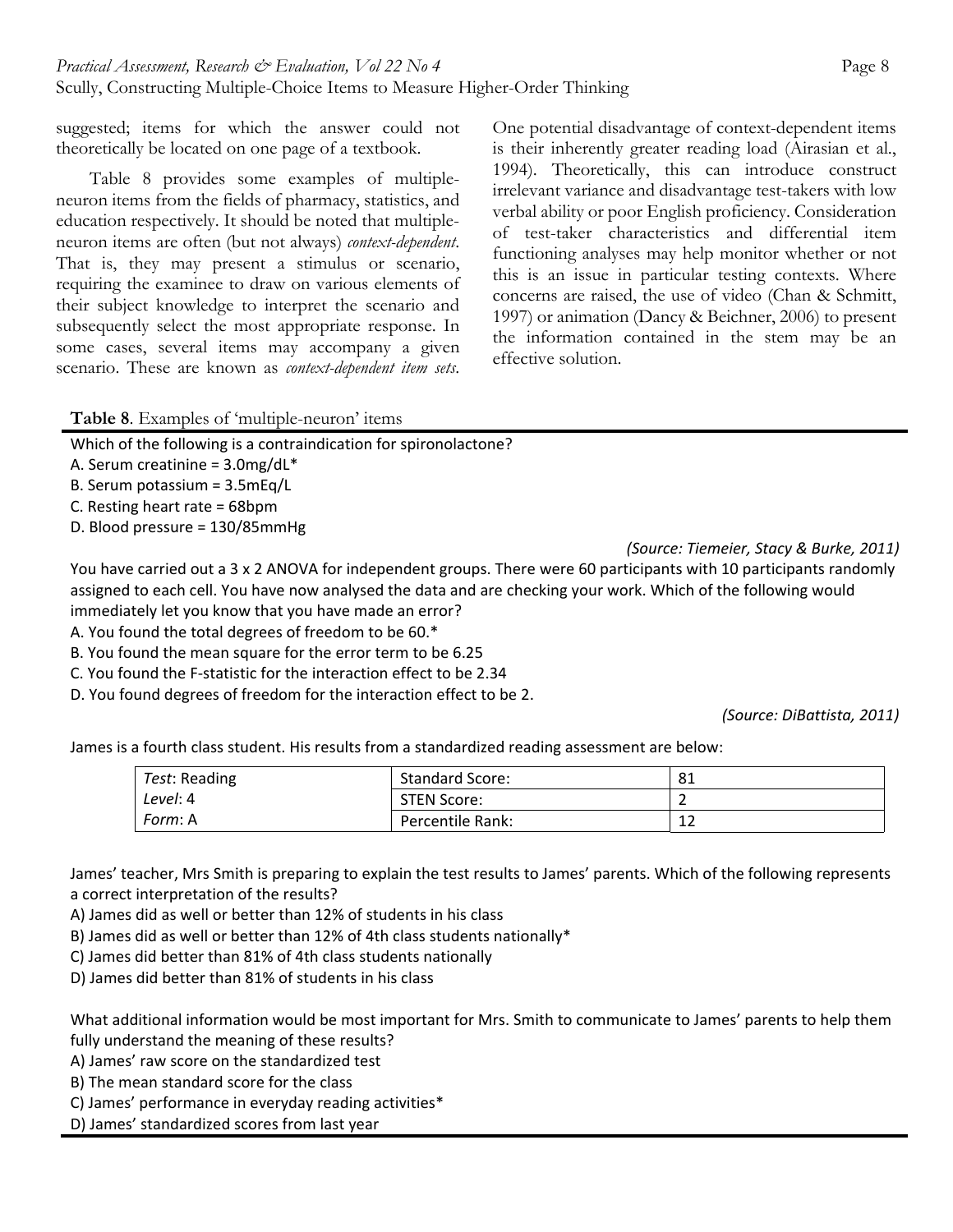suggested; items for which the answer could not theoretically be located on one page of a textbook.

Table 8 provides some examples of multiple-neuron items from the fields of pharmacy, statistics, and education respectively. It should be noted that multiple-neuron items are often (but not always) *context-dependent*. That is, they may present a stimulus or scenario, requiring the examinee to draw on various elements of their subject knowledge to interpret the scenario and subsequently select the most appropriate response. In some cases, several items may accompany a given scenario. These are known as *context-dependent item sets*. One potential disadvantage of context-dependent items is their inherently greater reading load (Airasian et al., 1994). Theoretically, this can introduce construct irrelevant variance and disadvantage test-takers with low verbal ability or poor English proficiency. Consideration of test-taker characteristics and differential item functioning analyses may help monitor whether or not this is an issue in particular testing contexts. Where concerns are raised, the use of video (Chan & Schmitt, 1997) or animation (Dancy & Beichner, 2006) to present the information contained in the stem may be an effective solution.

**Table 8**. Examples of 'multiple-neuron' items

Which of the following is a contraindication for spironolactone?
A. Serum creatinine = 3.0mg/dL*
B. Serum potassium = 3.5mEq/L
C. Resting heart rate = 68bpm
D. Blood pressure = 130/85mmHg

*(Source: Tiemeier, Stacy & Burke, 2011)*

You have carried out a 3 x 2 ANOVA for independent groups. There were 60 participants with 10 participants randomly assigned to each cell. You have now analysed the data and are checking your work. Which of the following would immediately let you know that you have made an error?
A. You found the total degrees of freedom to be 60.*
B. You found the mean square for the error term to be 6.25
C. You found the F-statistic for the interaction effect to be 2.34
D. You found degrees of freedom for the interaction effect to be 2.

*(Source: DiBattista, 2011)*

James is a fourth class student. His results from a standardized reading assessment are below:

| *Test*: Reading | Standard Score: | 81 |
|---|---|---|
| *Level*: 4 | STEN Score: | 2 |
| *Form*: A | Percentile Rank: | 12 |

James' teacher, Mrs Smith is preparing to explain the test results to James' parents. Which of the following represents a correct interpretation of the results?
A) James did as well or better than 12% of students in his class
B) James did as well or better than 12% of 4th class students nationally*
C) James did better than 81% of 4th class students nationally
D) James did better than 81% of students in his class

What additional information would be most important for Mrs. Smith to communicate to James' parents to help them fully understand the meaning of these results?
A) James' raw score on the standardized test
B) The mean standard score for the class
C) James' performance in everyday reading activities*
D) James' standardized scores from last year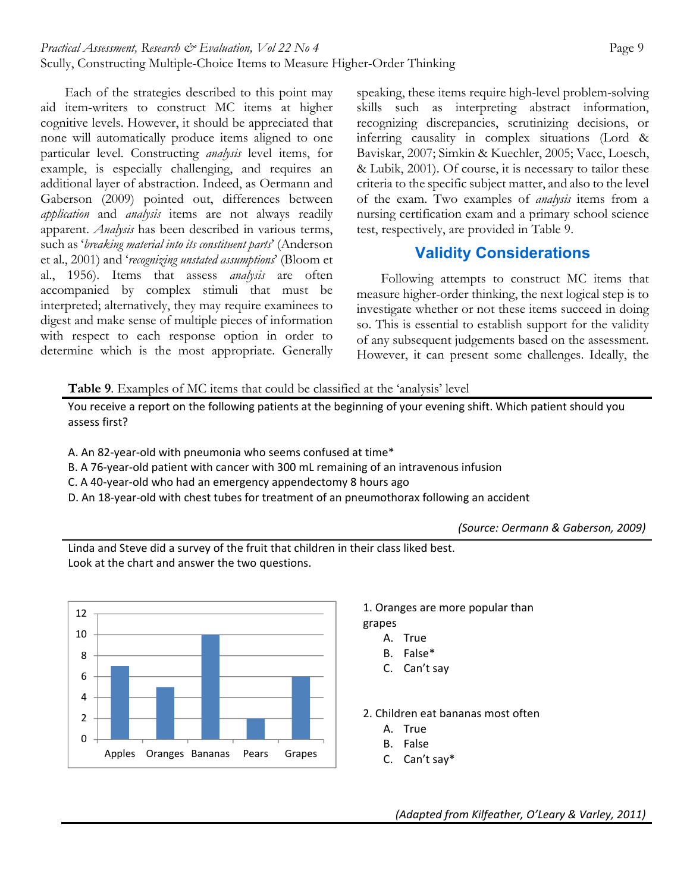Each of the strategies described to this point may aid item-writers to construct MC items at higher cognitive levels. However, it should be appreciated that none will automatically produce items aligned to one particular level. Constructing *analysis* level items, for example, is especially challenging, and requires an additional layer of abstraction. Indeed, as Oermann and Gaberson (2009) pointed out, differences between *application* and *analysis* items are not always readily apparent. *Analysis* has been described in various terms, such as '*breaking material into its constituent parts*' (Anderson et al., 2001) and '*recognizing unstated assumptions*' (Bloom et al., 1956). Items that assess *analysis* are often accompanied by complex stimuli that must be interpreted; alternatively, they may require examinees to digest and make sense of multiple pieces of information with respect to each response option in order to determine which is the most appropriate. Generally speaking, these items require high-level problem-solving skills such as interpreting abstract information, recognizing discrepancies, scrutinizing decisions, or inferring causality in complex situations (Lord & Baviskar, 2007; Simkin & Kuechler, 2005; Vacc, Loesch, & Lubik, 2001). Of course, it is necessary to tailor these criteria to the specific subject matter, and also to the level of the exam. Two examples of *analysis* items from a nursing certification exam and a primary school science test, respectively, are provided in Table 9.

## Validity Considerations

Following attempts to construct MC items that measure higher-order thinking, the next logical step is to investigate whether or not these items succeed in doing so. This is essential to establish support for the validity of any subsequent judgements based on the assessment. However, it can present some challenges. Ideally, the

**Table 9**. Examples of MC items that could be classified at the 'analysis' level

You receive a report on the following patients at the beginning of your evening shift. Which patient should you assess first?

A. An 82-year-old with pneumonia who seems confused at time*
B. A 76-year-old patient with cancer with 300 mL remaining of an intravenous infusion
C. A 40-year-old who had an emergency appendectomy 8 hours ago
D. An 18-year-old with chest tubes for treatment of an pneumothorax following an accident

*(Source: Oermann & Gaberson, 2009)*

Linda and Steve did a survey of the fruit that children in their class liked best.
Look at the chart and answer the two questions.

| Fruit | Count |
|---|---|
| Apples | 7 |
| Oranges | 5 |
| Bananas | 10 |
| Pears | 2 |
| Grapes | 6 |

1. Oranges are more popular than grapes
   A. True
   B. False*
   C. Can't say

2. Children eat bananas most often
   A. True
   B. False
   C. Can't say*

*(Adapted from Kilfeather, O'Leary & Varley, 2011)*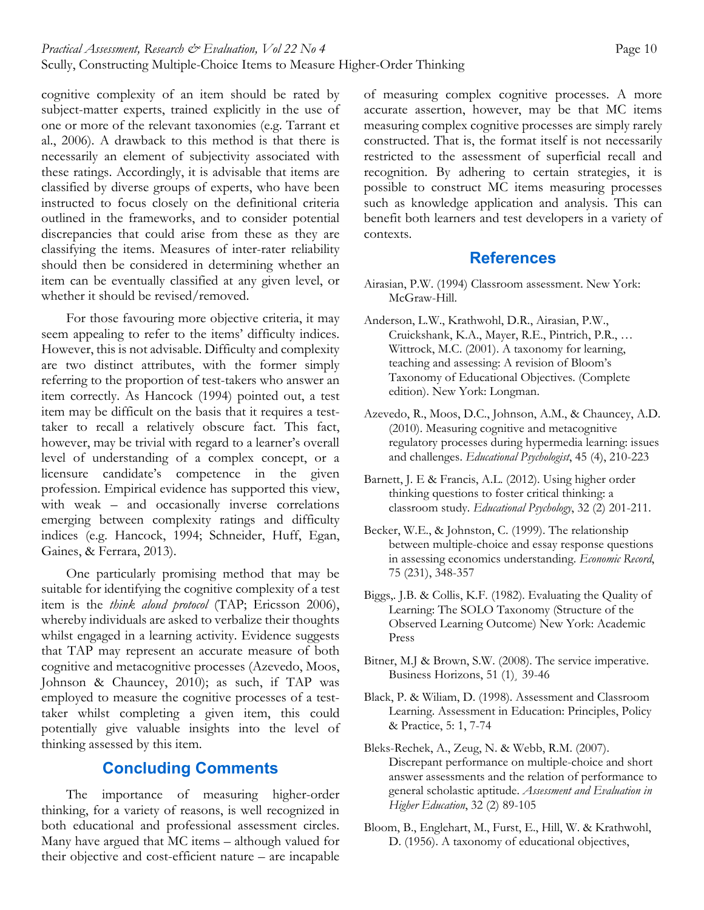cognitive complexity of an item should be rated by subject-matter experts, trained explicitly in the use of one or more of the relevant taxonomies (e.g. Tarrant et al., 2006). A drawback to this method is that there is necessarily an element of subjectivity associated with these ratings. Accordingly, it is advisable that items are classified by diverse groups of experts, who have been instructed to focus closely on the definitional criteria outlined in the frameworks, and to consider potential discrepancies that could arise from these as they are classifying the items. Measures of inter-rater reliability should then be considered in determining whether an item can be eventually classified at any given level, or whether it should be revised/removed.

For those favouring more objective criteria, it may seem appealing to refer to the items' difficulty indices. However, this is not advisable. Difficulty and complexity are two distinct attributes, with the former simply referring to the proportion of test-takers who answer an item correctly. As Hancock (1994) pointed out, a test item may be difficult on the basis that it requires a test-taker to recall a relatively obscure fact. This fact, however, may be trivial with regard to a learner's overall level of understanding of a complex concept, or a licensure candidate's competence in the given profession. Empirical evidence has supported this view, with weak – and occasionally inverse correlations emerging between complexity ratings and difficulty indices (e.g. Hancock, 1994; Schneider, Huff, Egan, Gaines, & Ferrara, 2013).

One particularly promising method that may be suitable for identifying the cognitive complexity of a test item is the *think aloud protocol* (TAP; Ericsson 2006), whereby individuals are asked to verbalize their thoughts whilst engaged in a learning activity. Evidence suggests that TAP may represent an accurate measure of both cognitive and metacognitive processes (Azevedo, Moos, Johnson & Chauncey, 2010); as such, if TAP was employed to measure the cognitive processes of a test-taker whilst completing a given item, this could potentially give valuable insights into the level of thinking assessed by this item.

## Concluding Comments

The importance of measuring higher-order thinking, for a variety of reasons, is well recognized in both educational and professional assessment circles. Many have argued that MC items – although valued for their objective and cost-efficient nature – are incapable of measuring complex cognitive processes. A more accurate assertion, however, may be that MC items measuring complex cognitive processes are simply rarely constructed. That is, the format itself is not necessarily restricted to the assessment of superficial recall and recognition. By adhering to certain strategies, it is possible to construct MC items measuring processes such as knowledge application and analysis. This can benefit both learners and test developers in a variety of contexts.

## References

Airasian, P.W. (1994) Classroom assessment. New York: McGraw-Hill.

Anderson, L.W., Krathwohl, D.R., Airasian, P.W., Cruickshank, K.A., Mayer, R.E., Pintrich, P.R., … Wittrock, M.C. (2001). A taxonomy for learning, teaching and assessing: A revision of Bloom's Taxonomy of Educational Objectives. (Complete edition). New York: Longman.

Azevedo, R., Moos, D.C., Johnson, A.M., & Chauncey, A.D. (2010). Measuring cognitive and metacognitive regulatory processes during hypermedia learning: issues and challenges. *Educational Psychologist*, 45 (4), 210-223

Barnett, J. E & Francis, A.L. (2012). Using higher order thinking questions to foster critical thinking: a classroom study. *Educational Psychology*, 32 (2) 201-211.

Becker, W.E., & Johnston, C. (1999). The relationship between multiple-choice and essay response questions in assessing economics understanding. *Economic Record*, 75 (231), 348-357

Biggs,. J.B. & Collis, K.F. (1982). Evaluating the Quality of Learning: The SOLO Taxonomy (Structure of the Observed Learning Outcome) New York: Academic Press

Bitner, M.J & Brown, S.W. (2008). The service imperative. Business Horizons, 51 (1)¸ 39-46

Black, P. & Wiliam, D. (1998). Assessment and Classroom Learning. Assessment in Education: Principles, Policy & Practice, 5: 1, 7-74

Bleks-Rechek, A., Zeug, N. & Webb, R.M. (2007). Discrepant performance on multiple-choice and short answer assessments and the relation of performance to general scholastic aptitude. *Assessment and Evaluation in Higher Education*, 32 (2) 89-105

Bloom, B., Englehart, M., Furst, E., Hill, W. & Krathwohl, D. (1956). A taxonomy of educational objectives,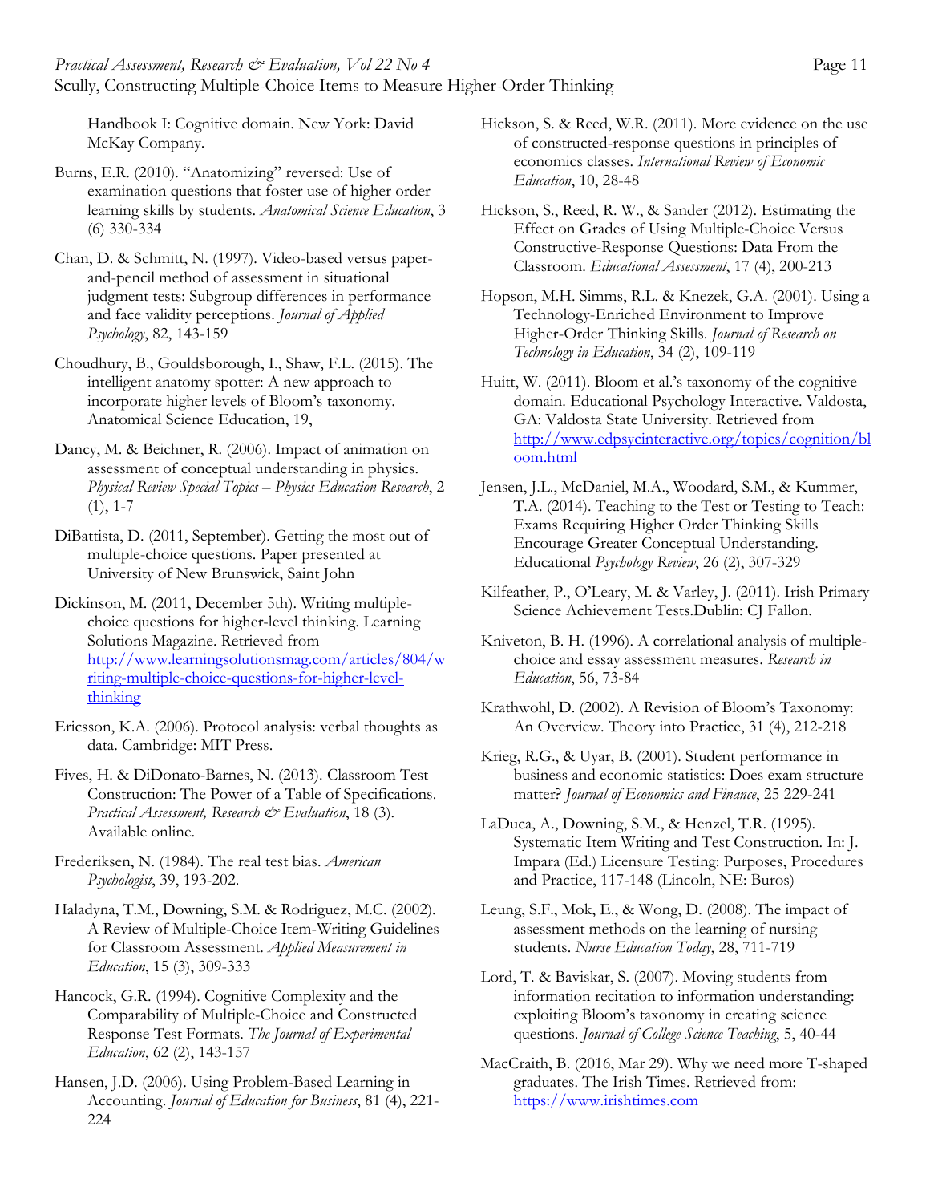Handbook I: Cognitive domain. New York: David McKay Company.

Burns, E.R. (2010). "Anatomizing" reversed: Use of examination questions that foster use of higher order learning skills by students. *Anatomical Science Education*, 3 (6) 330-334

Chan, D. & Schmitt, N. (1997). Video-based versus paper-and-pencil method of assessment in situational judgment tests: Subgroup differences in performance and face validity perceptions. *Journal of Applied Psychology*, 82, 143-159

Choudhury, B., Gouldsborough, I., Shaw, F.L. (2015). The intelligent anatomy spotter: A new approach to incorporate higher levels of Bloom's taxonomy. Anatomical Science Education, 19,

Dancy, M. & Beichner, R. (2006). Impact of animation on assessment of conceptual understanding in physics. *Physical Review Special Topics – Physics Education Research*, 2 (1), 1-7

DiBattista, D. (2011, September). Getting the most out of multiple-choice questions. Paper presented at University of New Brunswick, Saint John

Dickinson, M. (2011, December 5th). Writing multiple-choice questions for higher-level thinking. Learning Solutions Magazine. Retrieved from [http://www.learningsolutionsmag.com/articles/804/writing-multiple-choice-questions-for-higher-level-thinking](http://www.learningsolutionsmag.com/articles/804/writing-multiple-choice-questions-for-higher-level-thinking)

Ericsson, K.A. (2006). Protocol analysis: verbal thoughts as data. Cambridge: MIT Press.

Fives, H. & DiDonato-Barnes, N. (2013). Classroom Test Construction: The Power of a Table of Specifications. *Practical Assessment, Research & Evaluation*, 18 (3). Available online.

Frederiksen, N. (1984). The real test bias. *American Psychologist*, 39, 193-202.

Haladyna, T.M., Downing, S.M. & Rodriguez, M.C. (2002). A Review of Multiple-Choice Item-Writing Guidelines for Classroom Assessment. *Applied Measurement in Education*, 15 (3), 309-333

Hancock, G.R. (1994). Cognitive Complexity and the Comparability of Multiple-Choice and Constructed Response Test Formats. *The Journal of Experimental Education*, 62 (2), 143-157

Hansen, J.D. (2006). Using Problem-Based Learning in Accounting. *Journal of Education for Business*, 81 (4), 221-224

Hickson, S. & Reed, W.R. (2011). More evidence on the use of constructed-response questions in principles of economics classes. *International Review of Economic Education*, 10, 28-48

Hickson, S., Reed, R. W., & Sander (2012). Estimating the Effect on Grades of Using Multiple-Choice Versus Constructive-Response Questions: Data From the Classroom. *Educational Assessment*, 17 (4), 200-213

Hopson, M.H. Simms, R.L. & Knezek, G.A. (2001). Using a Technology-Enriched Environment to Improve Higher-Order Thinking Skills. *Journal of Research on Technology in Education*, 34 (2), 109-119

Huitt, W. (2011). Bloom et al.'s taxonomy of the cognitive domain. Educational Psychology Interactive. Valdosta, GA: Valdosta State University. Retrieved from [http://www.edpsycinteractive.org/topics/cognition/bloom.html](http://www.edpsycinteractive.org/topics/cognition/bloom.html)

Jensen, J.L., McDaniel, M.A., Woodard, S.M., & Kummer, T.A. (2014). Teaching to the Test or Testing to Teach: Exams Requiring Higher Order Thinking Skills Encourage Greater Conceptual Understanding. Educational *Psychology Review*, 26 (2), 307-329

Kilfeather, P., O'Leary, M. & Varley, J. (2011). Irish Primary Science Achievement Tests.Dublin: CJ Fallon.

Kniveton, B. H. (1996). A correlational analysis of multiple-choice and essay assessment measures. *Research in Education*, 56, 73-84

Krathwohl, D. (2002). A Revision of Bloom's Taxonomy: An Overview. Theory into Practice, 31 (4), 212-218

Krieg, R.G., & Uyar, B. (2001). Student performance in business and economic statistics: Does exam structure matter? *Journal of Economics and Finance*, 25 229-241

LaDuca, A., Downing, S.M., & Henzel, T.R. (1995). Systematic Item Writing and Test Construction. In: J. Impara (Ed.) Licensure Testing: Purposes, Procedures and Practice, 117-148 (Lincoln, NE: Buros)

Leung, S.F., Mok, E., & Wong, D. (2008). The impact of assessment methods on the learning of nursing students. *Nurse Education Today*, 28, 711-719

Lord, T. & Baviskar, S. (2007). Moving students from information recitation to information understanding: exploiting Bloom's taxonomy in creating science questions. *Journal of College Science Teaching*, 5, 40-44

MacCraith, B. (2016, Mar 29). Why we need more T-shaped graduates. The Irish Times. Retrieved from: [https://www.irishtimes.com](https://www.irishtimes.com)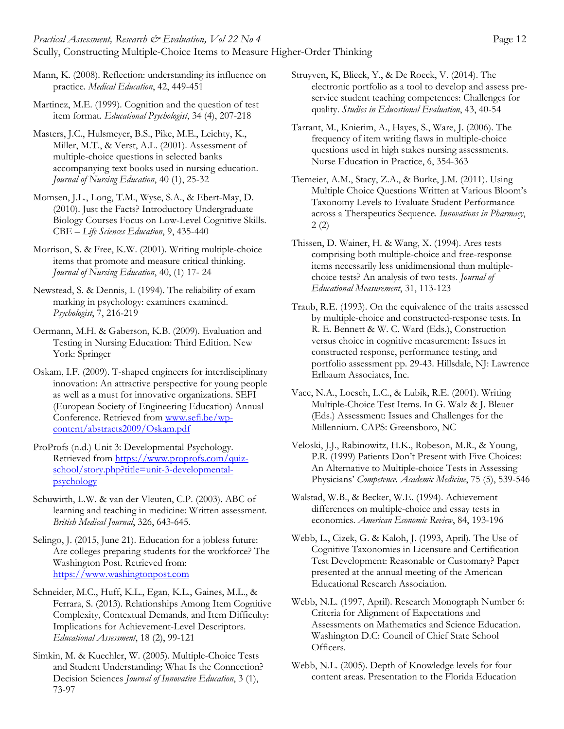Mann, K. (2008). Reflection: understanding its influence on practice. *Medical Education*, 42, 449-451

Martinez, M.E. (1999). Cognition and the question of test item format. *Educational Psychologist*, 34 (4), 207-218

Masters, J.C., Hulsmeyer, B.S., Pike, M.E., Leichty, K., Miller, M.T., & Verst, A.L. (2001). Assessment of multiple-choice questions in selected banks accompanying text books used in nursing education. *Journal of Nursing Education*, 40 (1), 25-32

Momsen, J.L., Long, T.M., Wyse, S.A., & Ebert-May, D. (2010). Just the Facts? Introductory Undergraduate Biology Courses Focus on Low-Level Cognitive Skills. CBE – *Life Sciences Education*, 9, 435-440

Morrison, S. & Free, K.W. (2001). Writing multiple-choice items that promote and measure critical thinking. *Journal of Nursing Education*, 40, (1) 17- 24

Newstead, S. & Dennis, I. (1994). The reliability of exam marking in psychology: examiners examined. *Psychologist*, 7, 216-219

Oermann, M.H. & Gaberson, K.B. (2009). Evaluation and Testing in Nursing Education: Third Edition. New York: Springer

Oskam, I.F. (2009). T-shaped engineers for interdisciplinary innovation: An attractive perspective for young people as well as a must for innovative organizations. SEFI (European Society of Engineering Education) Annual Conference. Retrieved from www.sefi.be/wp-content/abstracts2009/Oskam.pdf

ProProfs (n.d.) Unit 3: Developmental Psychology. Retrieved from https://www.proprofs.com/quiz-school/story.php?title=unit-3-developmental-psychology

Schuwirth, L.W. & van der Vleuten, C.P. (2003). ABC of learning and teaching in medicine: Written assessment. *British Medical Journal*, 326, 643-645.

Selingo, J. (2015, June 21). Education for a jobless future: Are colleges preparing students for the workforce? The Washington Post. Retrieved from: https://www.washingtonpost.com

Schneider, M.C., Huff, K.L., Egan, K.L., Gaines, M.L., & Ferrara, S. (2013). Relationships Among Item Cognitive Complexity, Contextual Demands, and Item Difficulty: Implications for Achievement-Level Descriptors. *Educational Assessment*, 18 (2), 99-121

Simkin, M. & Kuechler, W. (2005). Multiple-Choice Tests and Student Understanding: What Is the Connection? Decision Sciences *Journal of Innovative Education*, 3 (1), 73-97

Struyven, K, Blieck, Y., & De Roeck, V. (2014). The electronic portfolio as a tool to develop and assess pre-service student teaching competences: Challenges for quality. *Studies in Educational Evaluation*, 43, 40-54

Tarrant, M., Knierim, A., Hayes, S., Ware, J. (2006). The frequency of item writing flaws in multiple-choice questions used in high stakes nursing assessments. Nurse Education in Practice, 6, 354-363

Tiemeier, A.M., Stacy, Z.A., & Burke, J.M. (2011). Using Multiple Choice Questions Written at Various Bloom's Taxonomy Levels to Evaluate Student Performance across a Therapeutics Sequence. *Innovations in Pharmacy*, 2 (2)

Thissen, D. Wainer, H. & Wang, X. (1994). Ares tests comprising both multiple-choice and free-response items necessarily less unidimensional than multiple-choice tests? An analysis of two tests. *Journal of Educational Measurement*, 31, 113-123

Traub, R.E. (1993). On the equivalence of the traits assessed by multiple-choice and constructed-response tests. In R. E. Bennett & W. C. Ward (Eds.), Construction versus choice in cognitive measurement: Issues in constructed response, performance testing, and portfolio assessment pp. 29-43. Hillsdale, NJ: Lawrence Erlbaum Associates, Inc.

Vacc, N.A., Loesch, L.C., & Lubik, R.E. (2001). Writing Multiple-Choice Test Items. In G. Walz & J. Bleuer (Eds.) Assessment: Issues and Challenges for the Millennium. CAPS: Greensboro, NC

Veloski, J.J., Rabinowitz, H.K., Robeson, M.R., & Young, P.R. (1999) Patients Don't Present with Five Choices: An Alternative to Multiple-choice Tests in Assessing Physicians' *Competence. Academic Medicine*, 75 (5), 539-546

Walstad, W.B., & Becker, W.E. (1994). Achievement differences on multiple-choice and essay tests in economics. *American Economic Review*, 84, 193-196

Webb, L., Cizek, G. & Kaloh, J. (1993, April). The Use of Cognitive Taxonomies in Licensure and Certification Test Development: Reasonable or Customary? Paper presented at the annual meeting of the American Educational Research Association.

Webb, N.L. (1997, April). Research Monograph Number 6: Criteria for Alignment of Expectations and Assessments on Mathematics and Science Education. Washington D.C: Council of Chief State School Officers.

Webb, N.L. (2005). Depth of Knowledge levels for four content areas. Presentation to the Florida Education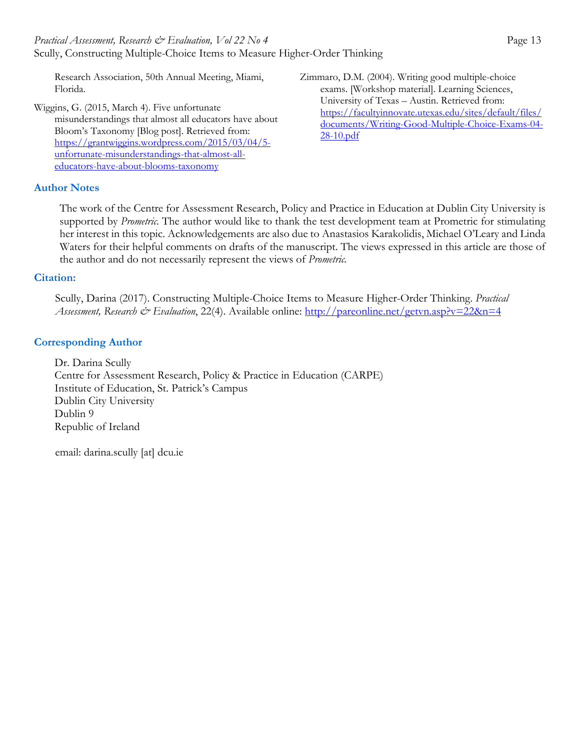Research Association, 50th Annual Meeting, Miami, Florida.

Wiggins, G. (2015, March 4). Five unfortunate misunderstandings that almost all educators have about Bloom's Taxonomy [Blog post]. Retrieved from: https://grantwiggins.wordpress.com/2015/03/04/5-unfortunate-misunderstandings-that-almost-all-educators-have-about-blooms-taxonomy

Zimmaro, D.M. (2004). Writing good multiple-choice exams. [Workshop material]. Learning Sciences, University of Texas – Austin. Retrieved from: https://facultyinnovate.utexas.edu/sites/default/files/documents/Writing-Good-Multiple-Choice-Exams-04-28-10.pdf

## Author Notes

The work of the Centre for Assessment Research, Policy and Practice in Education at Dublin City University is supported by *Prometric*. The author would like to thank the test development team at Prometric for stimulating her interest in this topic. Acknowledgements are also due to Anastasios Karakolidis, Michael O'Leary and Linda Waters for their helpful comments on drafts of the manuscript. The views expressed in this article are those of the author and do not necessarily represent the views of *Prometric*.

## Citation:

Scully, Darina (2017). Constructing Multiple-Choice Items to Measure Higher-Order Thinking. *Practical Assessment, Research & Evaluation*, 22(4). Available online: http://pareonline.net/getvn.asp?v=22&n=4

## Corresponding Author

Dr. Darina Scully
Centre for Assessment Research, Policy & Practice in Education (CARPE)
Institute of Education, St. Patrick's Campus
Dublin City University
Dublin 9
Republic of Ireland

email: darina.scully [at] dcu.ie